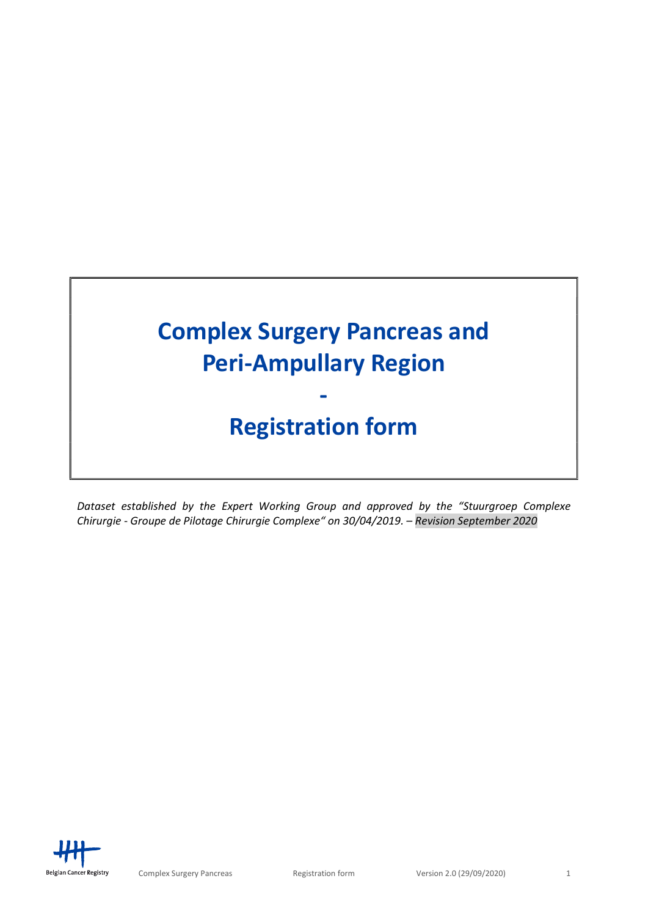# Complex Surgery Pancreas and Peri-Ampullary Region

# -

# Registration form

*Dataset established by the Expert Working Group and approved by the "Stuurgroep Complexe Chirurgie - Groupe de Pilotage Chirurgie Complexe" on 30/04/2019. – Revision September 2020*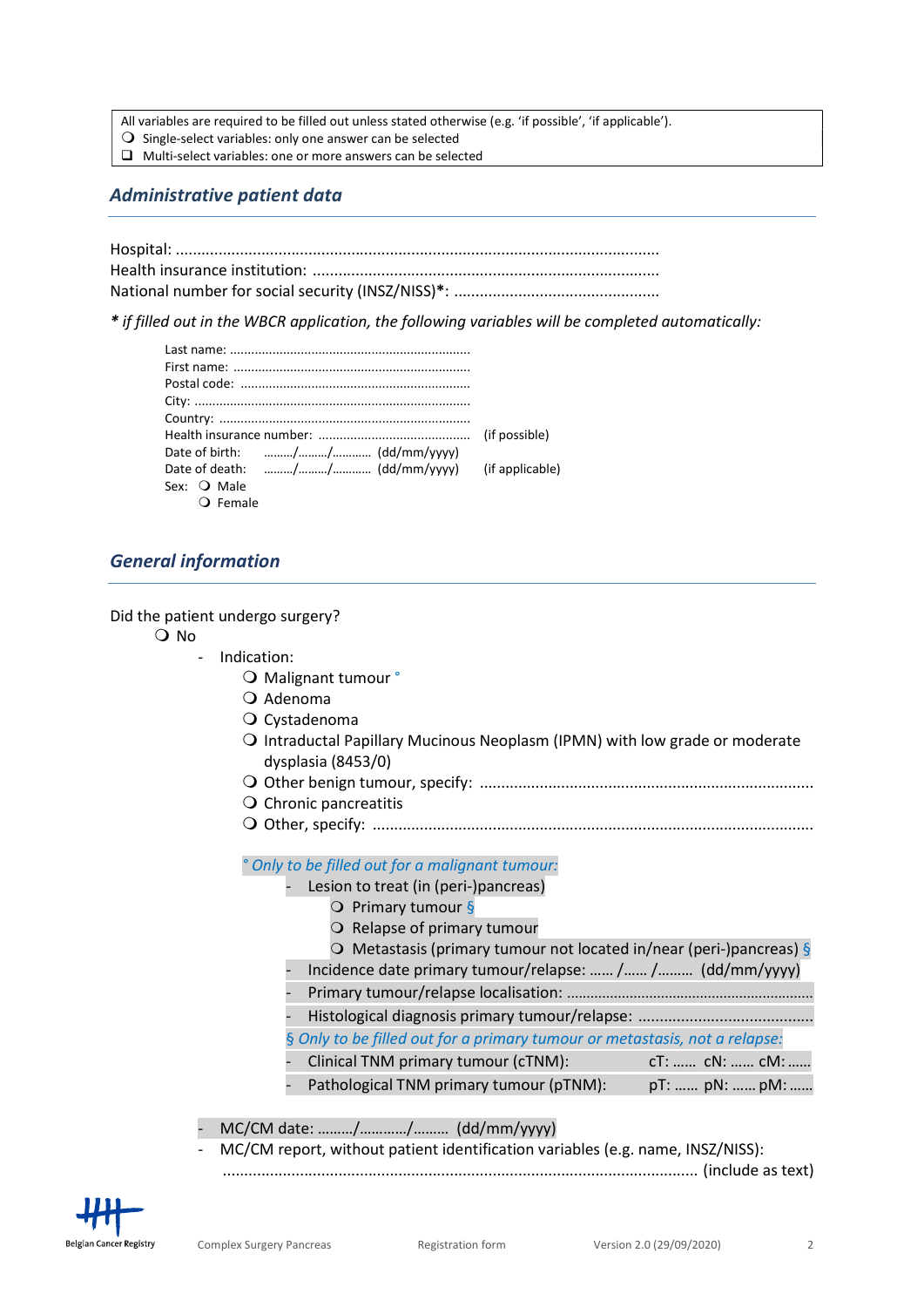All variables are required to be filled out unless stated otherwise (e.g. 'if possible', 'if applicable').
❍ Single-select variables: only one answer can be selected
❑ Multi-select variables: one or more answers can be selected

## Administrative patient data

Hospital: ...............................................................................................................
Health insurance institution: ................................................................................
National number for social security (INSZ/NISS)*: ................................................

*\* if filled out in the WBCR application, the following variables will be completed automatically:*

Last name: ....................................................................
First name: ....................................................................
Postal code: ..................................................................
City: ...............................................................................
Country: ........................................................................
Health insurance number: ........................................... (if possible)
Date of birth: ........./........./............ (dd/mm/yyyy)
Date of death: ........./........./............ (dd/mm/yyyy) (if applicable)
Sex: ❍ Male
❍ Female

## General information

Did the patient undergo surgery?

❍ No

- Indication:
  - ❍ Malignant tumour °
  - ❍ Adenoma
  - ❍ Cystadenoma
  - ❍ Intraductal Papillary Mucinous Neoplasm (IPMN) with low grade or moderate dysplasia (8453/0)
  - ❍ Other benign tumour, specify: ..............................................................................
  - ❍ Chronic pancreatitis
  - ❍ Other, specify: ..................................................................................................

  *° Only to be filled out for a malignant tumour:*
  - Lesion to treat (in (peri-)pancreas)
    - ❍ Primary tumour §
    - ❍ Relapse of primary tumour
    - ❍ Metastasis (primary tumour not located in/near (peri-)pancreas) §
  - Incidence date primary tumour/relapse: ...... /...... /......... (dd/mm/yyyy)
  - Primary tumour/relapse localisation: ...............................................................
  - Histological diagnosis primary tumour/relapse: .........................................

  *§ Only to be filled out for a primary tumour or metastasis, not a relapse:*
  - Clinical TNM primary tumour (cTNM): cT: ...... cN: ...... cM: ......
  - Pathological TNM primary tumour (pTNM): pT: ...... pN: ...... pM: ......

- MC/CM date: ........./............/......... (dd/mm/yyyy)
- MC/CM report, without patient identification variables (e.g. name, INSZ/NISS):
  ............................................................................................................ (include as text)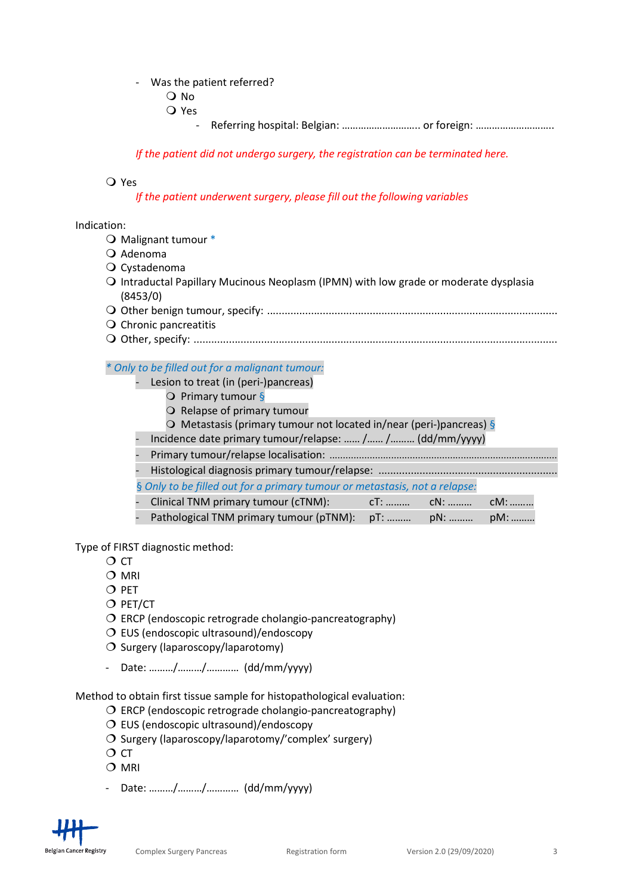- Was the patient referred?
    - ❍ No
    - ❍ Yes
        - Referring hospital: Belgian: ……………………….. or foreign: ……………………….

*If the patient did not undergo surgery, the registration can be terminated here.*

❍ Yes

*If the patient underwent surgery, please fill out the following variables*

Indication:

- ❍ Malignant tumour *
- ❍ Adenoma
- ❍ Cystadenoma
- ❍ Intraductal Papillary Mucinous Neoplasm (IPMN) with low grade or moderate dysplasia (8453/0)
- ❍ Other benign tumour, specify: ……………………………………………………………………………………
- ❍ Chronic pancreatitis
- ❍ Other, specify: ………………………………………………………………………………………………………

*\* Only to be filled out for a malignant tumour:*

- Lesion to treat (in (peri-)pancreas)
    - ❍ Primary tumour §
    - ❍ Relapse of primary tumour
    - ❍ Metastasis (primary tumour not located in/near (peri-)pancreas) §
- Incidence date primary tumour/relapse: …… /…… /……… (dd/mm/yyyy)
- Primary tumour/relapse localisation: ……………………………………………………………………………
- Histological diagnosis primary tumour/relapse: …………………………………………………………

*§ Only to be filled out for a primary tumour or metastasis, not a relapse:*

- Clinical TNM primary tumour (cTNM): cT: ……… cN: ……… cM: ………
- Pathological TNM primary tumour (pTNM): pT: ……… pN: ……… pM: ………

Type of FIRST diagnostic method:

- ❍ CT
- ❍ MRI
- ❍ PET
- ❍ PET/CT
- ❍ ERCP (endoscopic retrograde cholangio-pancreatography)
- ❍ EUS (endoscopic ultrasound)/endoscopy
- ❍ Surgery (laparoscopy/laparotomy)

- Date: ………/………/………… (dd/mm/yyyy)

Method to obtain first tissue sample for histopathological evaluation:

- ❍ ERCP (endoscopic retrograde cholangio-pancreatography)
- ❍ EUS (endoscopic ultrasound)/endoscopy
- ❍ Surgery (laparoscopy/laparotomy/'complex' surgery)
- ❍ CT
- ❍ MRI

- Date: ………/………/………… (dd/mm/yyyy)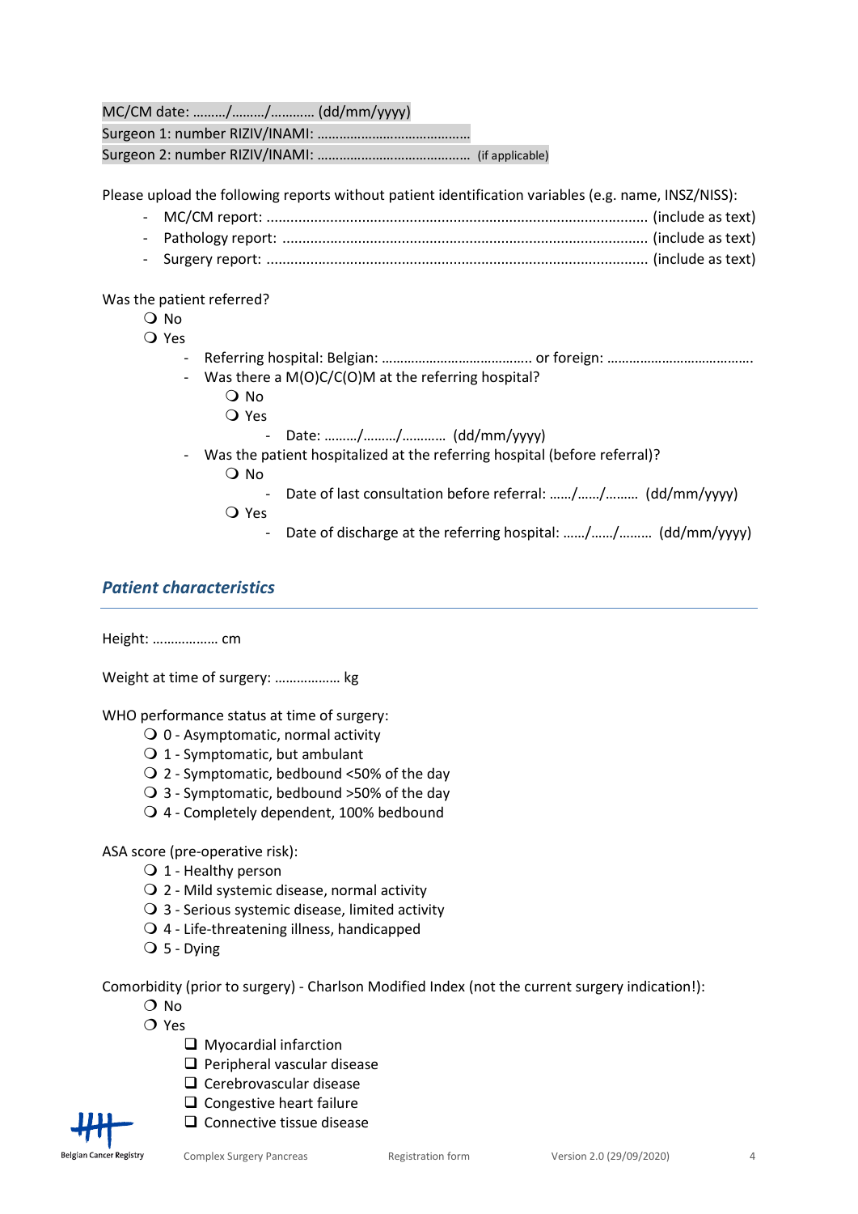MC/CM date: ………/………/………… (dd/mm/yyyy)
Surgeon 1: number RIZIV/INAMI: ………………………………….
Surgeon 2: number RIZIV/INAMI: ………………………………… (if applicable)

Please upload the following reports without patient identification variables (e.g. name, INSZ/NISS):

- MC/CM report: …………………………………………………………………………………… (include as text)
- Pathology report: ………………………………………………………………………………. (include as text)
- Surgery report: …………………………………………………………………………………… (include as text)

Was the patient referred?

- ❍ No
- ❍ Yes
  - Referring hospital: Belgian: ………………………………….. or foreign: ………………………………….
  - Was there a M(O)C/C(O)M at the referring hospital?
    - ❍ No
    - ❍ Yes
      - Date: ………/………/………… (dd/mm/yyyy)
  - Was the patient hospitalized at the referring hospital (before referral)?
    - ❍ No
      - Date of last consultation before referral: ……/……/……… (dd/mm/yyyy)
    - ❍ Yes
      - Date of discharge at the referring hospital: ……/……/……… (dd/mm/yyyy)

## *Patient characteristics*

Height: ……………… cm

Weight at time of surgery: ……………… kg

WHO performance status at time of surgery:

- ❍ 0 - Asymptomatic, normal activity
- ❍ 1 - Symptomatic, but ambulant
- ❍ 2 - Symptomatic, bedbound <50% of the day
- ❍ 3 - Symptomatic, bedbound >50% of the day
- ❍ 4 - Completely dependent, 100% bedbound

ASA score (pre-operative risk):

- ❍ 1 - Healthy person
- ❍ 2 - Mild systemic disease, normal activity
- ❍ 3 - Serious systemic disease, limited activity
- ❍ 4 - Life-threatening illness, handicapped
- ❍ 5 - Dying

Comorbidity (prior to surgery) - Charlson Modified Index (not the current surgery indication!):

- ❍ No
- ❍ Yes
  - ❑ Myocardial infarction
  - ❑ Peripheral vascular disease
  - ❑ Cerebrovascular disease
  - ❑ Congestive heart failure
  - ❑ Connective tissue disease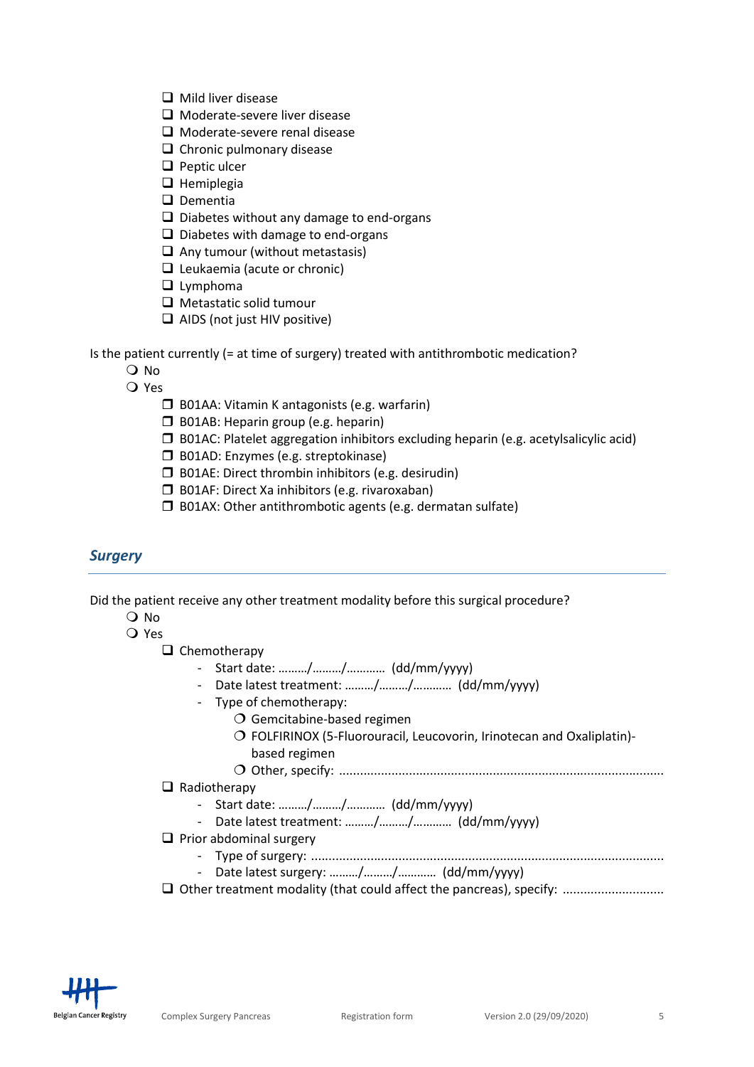- ☐ Mild liver disease
- ☐ Moderate-severe liver disease
- ☐ Moderate-severe renal disease
- ☐ Chronic pulmonary disease
- ☐ Peptic ulcer
- ☐ Hemiplegia
- ☐ Dementia
- ☐ Diabetes without any damage to end-organs
- ☐ Diabetes with damage to end-organs
- ☐ Any tumour (without metastasis)
- ☐ Leukaemia (acute or chronic)
- ☐ Lymphoma
- ☐ Metastatic solid tumour
- ☐ AIDS (not just HIV positive)

Is the patient currently (= at time of surgery) treated with antithrombotic medication?

- ❍ No
- ❍ Yes
  - ☐ B01AA: Vitamin K antagonists (e.g. warfarin)
  - ☐ B01AB: Heparin group (e.g. heparin)
  - ☐ B01AC: Platelet aggregation inhibitors excluding heparin (e.g. acetylsalicylic acid)
  - ☐ B01AD: Enzymes (e.g. streptokinase)
  - ☐ B01AE: Direct thrombin inhibitors (e.g. desirudin)
  - ☐ B01AF: Direct Xa inhibitors (e.g. rivaroxaban)
  - ☐ B01AX: Other antithrombotic agents (e.g. dermatan sulfate)

## *Surgery*

Did the patient receive any other treatment modality before this surgical procedure?

- ❍ No
- ❍ Yes
  - ☐ Chemotherapy
    - Start date: ………/………/………… (dd/mm/yyyy)
    - Date latest treatment: ………/………/………… (dd/mm/yyyy)
    - Type of chemotherapy:
      - ❍ Gemcitabine-based regimen
      - ❍ FOLFIRINOX (5-Fluorouracil, Leucovorin, Irinotecan and Oxaliplatin)-based regimen
      - ❍ Other, specify: ………………………………………………………………………………
  - ☐ Radiotherapy
    - Start date: ………/………/………… (dd/mm/yyyy)
    - Date latest treatment: ………/………/………… (dd/mm/yyyy)
  - ☐ Prior abdominal surgery
    - Type of surgery: ………………………………………………………………………………………
    - Date latest surgery: ………/………/………… (dd/mm/yyyy)
  - ☐ Other treatment modality (that could affect the pancreas), specify: ………………………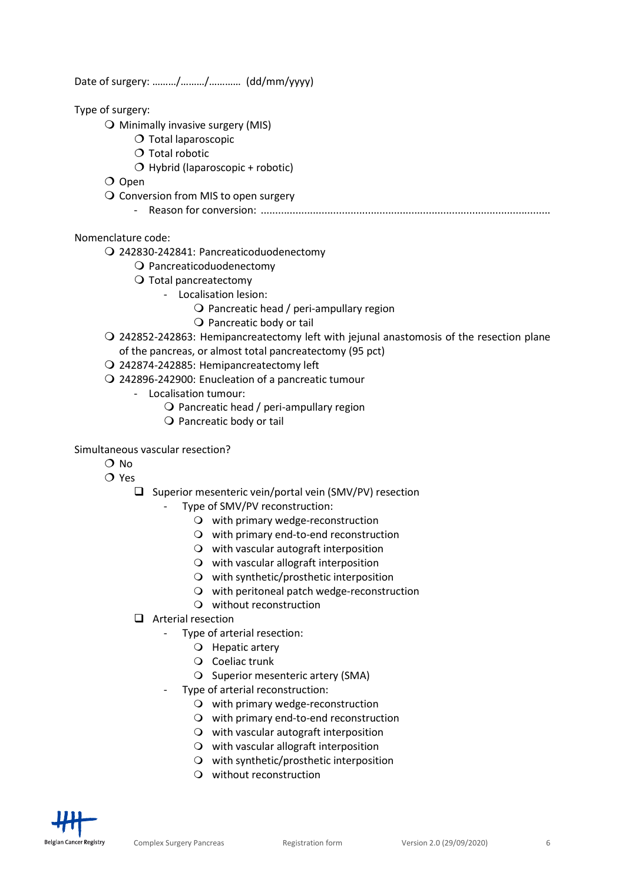Date of surgery: ………/………/………… (dd/mm/yyyy)

Type of surgery:

- ❍ Minimally invasive surgery (MIS)
  - ❍ Total laparoscopic
  - ❍ Total robotic
  - ❍ Hybrid (laparoscopic + robotic)
- ❍ Open
- ❍ Conversion from MIS to open surgery
  - Reason for conversion: ……………………………………………………………………………………………

Nomenclature code:

- ❍ 242830-242841: Pancreaticoduodenectomy
  - ❍ Pancreaticoduodenectomy
  - ❍ Total pancreatectomy
    - Localisation lesion:
      - ❍ Pancreatic head / peri-ampullary region
      - ❍ Pancreatic body or tail
- ❍ 242852-242863: Hemipancreatectomy left with jejunal anastomosis of the resection plane of the pancreas, or almost total pancreatectomy (95 pct)
- ❍ 242874-242885: Hemipancreatectomy left
- ❍ 242896-242900: Enucleation of a pancreatic tumour
  - Localisation tumour:
    - ❍ Pancreatic head / peri-ampullary region
    - ❍ Pancreatic body or tail

Simultaneous vascular resection?

- ❍ No
- ❍ Yes
  - ❑ Superior mesenteric vein/portal vein (SMV/PV) resection
    - Type of SMV/PV reconstruction:
      - ❍ with primary wedge-reconstruction
      - ❍ with primary end-to-end reconstruction
      - ❍ with vascular autograft interposition
      - ❍ with vascular allograft interposition
      - ❍ with synthetic/prosthetic interposition
      - ❍ with peritoneal patch wedge-reconstruction
      - ❍ without reconstruction
  - ❑ Arterial resection
    - Type of arterial resection:
      - ❍ Hepatic artery
      - ❍ Coeliac trunk
      - ❍ Superior mesenteric artery (SMA)
    - Type of arterial reconstruction:
      - ❍ with primary wedge-reconstruction
      - ❍ with primary end-to-end reconstruction
      - ❍ with vascular autograft interposition
      - ❍ with vascular allograft interposition
      - ❍ with synthetic/prosthetic interposition
      - ❍ without reconstruction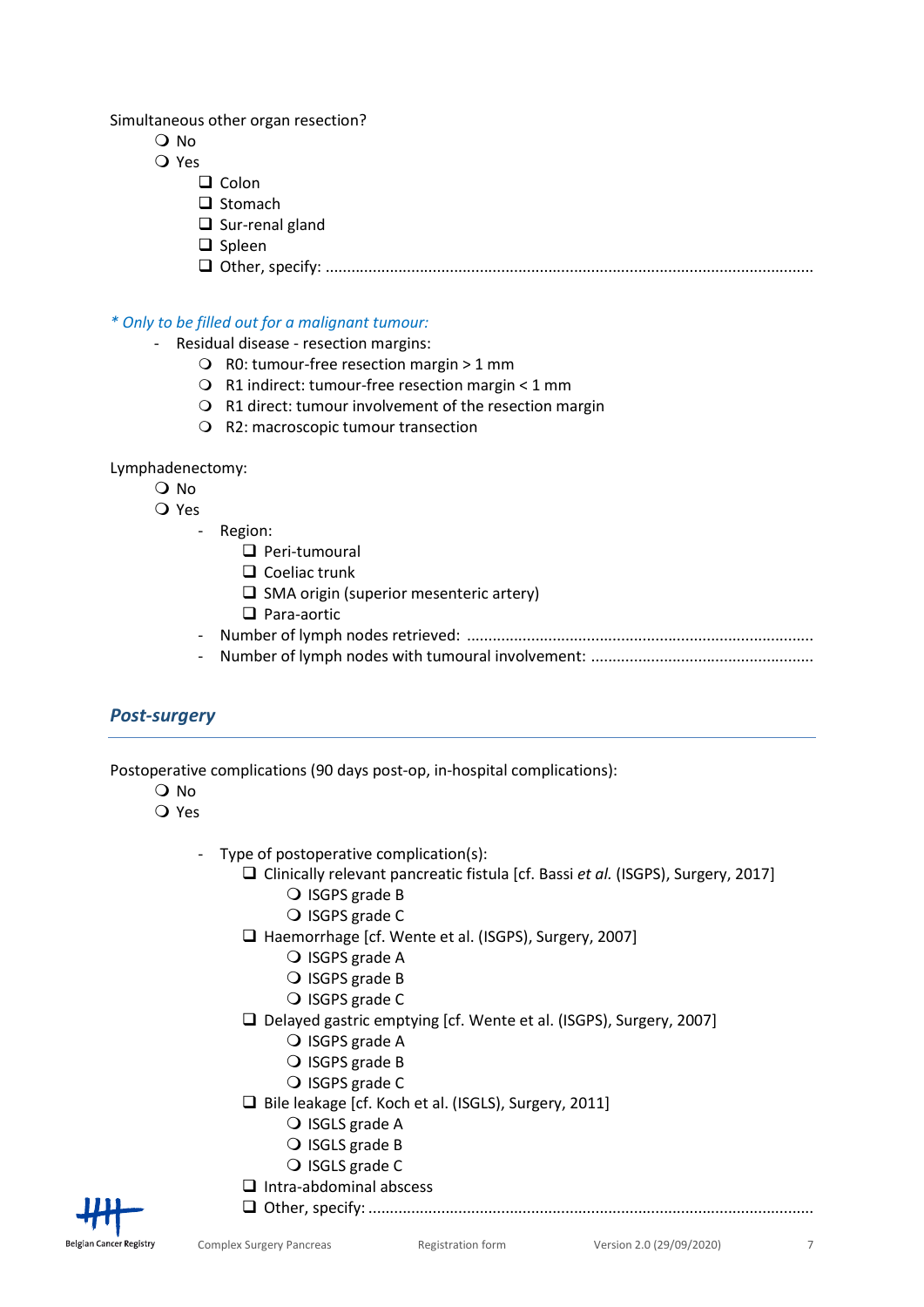Simultaneous other organ resection?

- ❍ No
- ❍ Yes
  - ❑ Colon
  - ❑ Stomach
  - ❑ Sur-renal gland
  - ❑ Spleen
  - ❑ Other, specify: ..............................................................................................................

*\* Only to be filled out for a malignant tumour:*

- Residual disease - resection margins:
  - ❍ R0: tumour-free resection margin > 1 mm
  - ❍ R1 indirect: tumour-free resection margin < 1 mm
  - ❍ R1 direct: tumour involvement of the resection margin
  - ❍ R2: macroscopic tumour transection

Lymphadenectomy:

- ❍ No
- ❍ Yes
  - Region:
    - ❑ Peri-tumoural
    - ❑ Coeliac trunk
    - ❑ SMA origin (superior mesenteric artery)
    - ❑ Para-aortic
  - Number of lymph nodes retrieved: ...............................................................................
  - Number of lymph nodes with tumoural involvement: ...................................................

## *Post-surgery*

Postoperative complications (90 days post-op, in-hospital complications):

- ❍ No
- ❍ Yes

  - Type of postoperative complication(s):
    - ❑ Clinically relevant pancreatic fistula [cf. Bassi *et al.* (ISGPS), Surgery, 2017]
      - ❍ ISGPS grade B
      - ❍ ISGPS grade C
    - ❑ Haemorrhage [cf. Wente et al. (ISGPS), Surgery, 2007]
      - ❍ ISGPS grade A
      - ❍ ISGPS grade B
      - ❍ ISGPS grade C
    - ❑ Delayed gastric emptying [cf. Wente et al. (ISGPS), Surgery, 2007]
      - ❍ ISGPS grade A
      - ❍ ISGPS grade B
      - ❍ ISGPS grade C
    - ❑ Bile leakage [cf. Koch et al. (ISGLS), Surgery, 2011]
      - ❍ ISGLS grade A
      - ❍ ISGLS grade B
      - ❍ ISGLS grade C
    - ❑ Intra-abdominal abscess
    - ❑ Other, specify: .....................................................................................................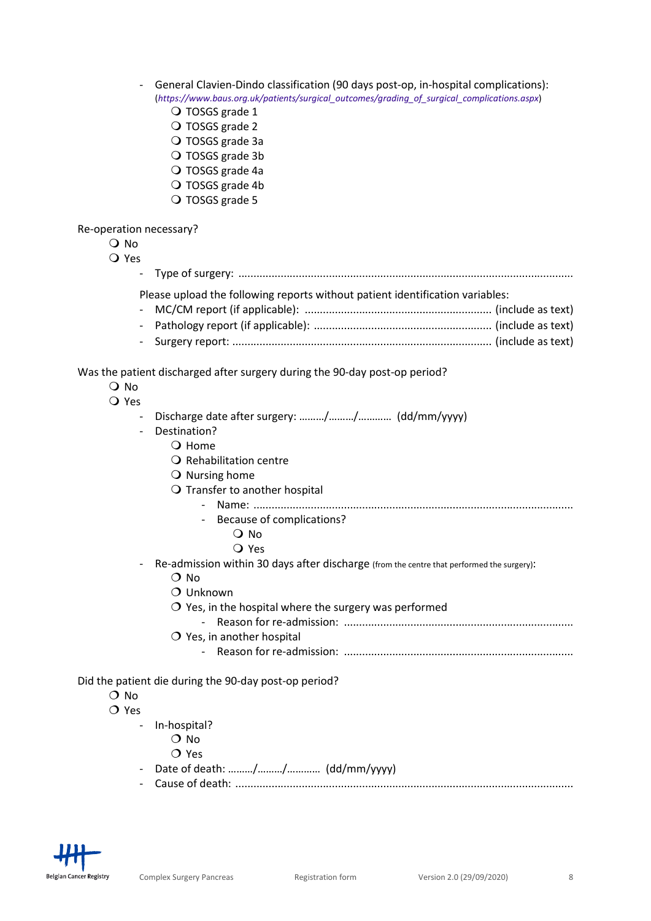- General Clavien-Dindo classification (90 days post-op, in-hospital complications): (*https://www.baus.org.uk/patients/surgical_outcomes/grading_of_surgical_complications.aspx*)
    - ❍ TOSGS grade 1
    - ❍ TOSGS grade 2
    - ❍ TOSGS grade 3a
    - ❍ TOSGS grade 3b
    - ❍ TOSGS grade 4a
    - ❍ TOSGS grade 4b
    - ❍ TOSGS grade 5

Re-operation necessary?

- ❍ No
- ❍ Yes
    - Type of surgery: ...............................................................................................................

    Please upload the following reports without patient identification variables:

    - MC/CM report (if applicable): ............................................................. (include as text)
    - Pathology report (if applicable): .......................................................... (include as text)
    - Surgery report: ..................................................................................... (include as text)

Was the patient discharged after surgery during the 90-day post-op period?

- ❍ No
- ❍ Yes
    - Discharge date after surgery: ………/………/………… (dd/mm/yyyy)
    - Destination?
        - ❍ Home
        - ❍ Rehabilitation centre
        - ❍ Nursing home
        - ❍ Transfer to another hospital
            - Name: .........................................................................................................
            - Because of complications?
                - ❍ No
                - ❍ Yes
    - Re-admission within 30 days after discharge (from the centre that performed the surgery):
        - ❍ No
        - ❍ Unknown
        - ❍ Yes, in the hospital where the surgery was performed
            - Reason for re-admission: ...........................................................................
        - ❍ Yes, in another hospital
            - Reason for re-admission: ...........................................................................

Did the patient die during the 90-day post-op period?

- ❍ No
- ❍ Yes
    - In-hospital?
        - ❍ No
        - ❍ Yes
    - Date of death: ………/………/………… (dd/mm/yyyy)
    - Cause of death: ...............................................................................................................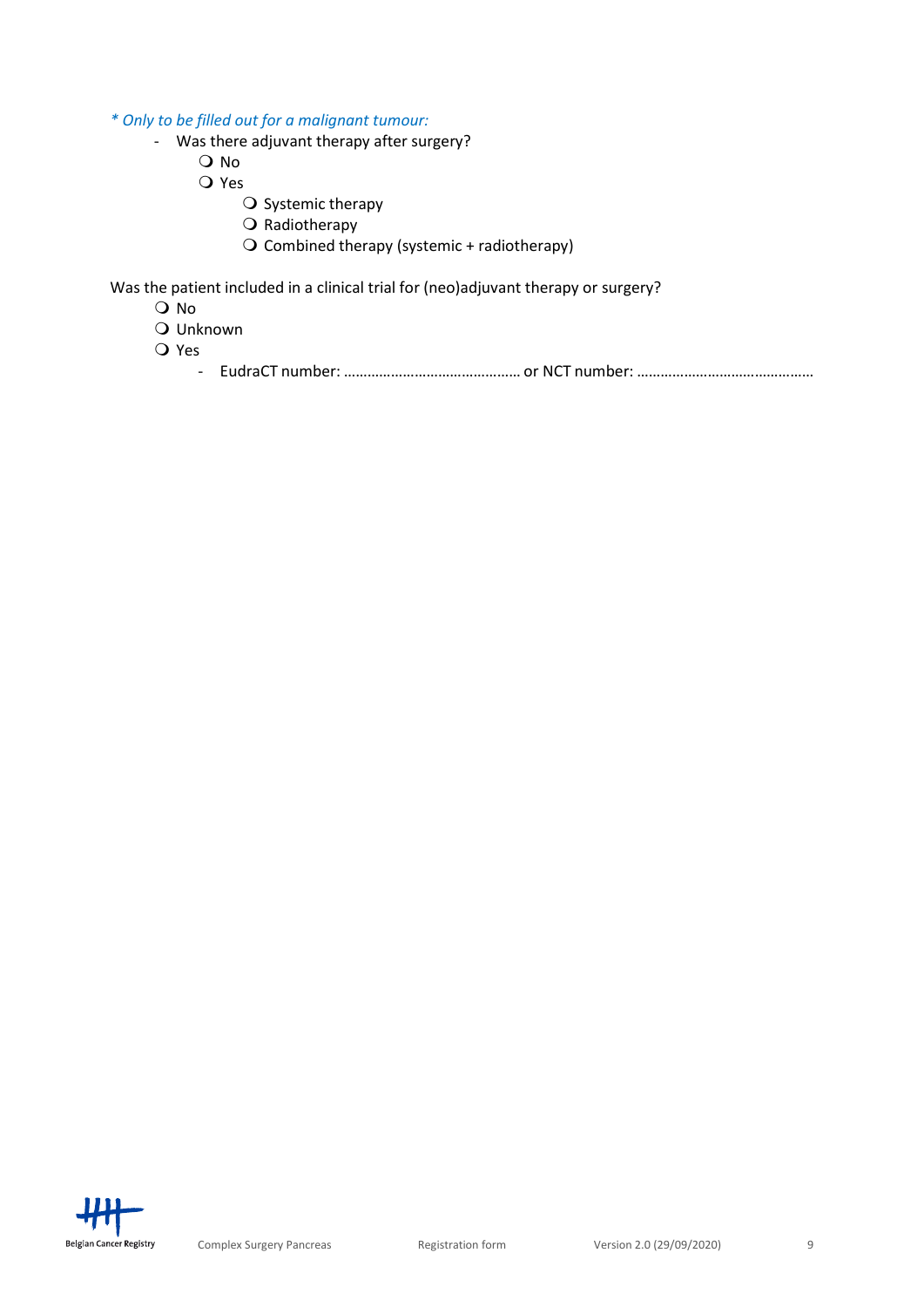*\* Only to be filled out for a malignant tumour:*

- Was there adjuvant therapy after surgery?
  - ❍ No
  - ❍ Yes
    - ❍ Systemic therapy
    - ❍ Radiotherapy
    - ❍ Combined therapy (systemic + radiotherapy)

Was the patient included in a clinical trial for (neo)adjuvant therapy or surgery?

- ❍ No
- ❍ Unknown
- ❍ Yes
  - EudraCT number: ………………………………………… or NCT number: …………………………………………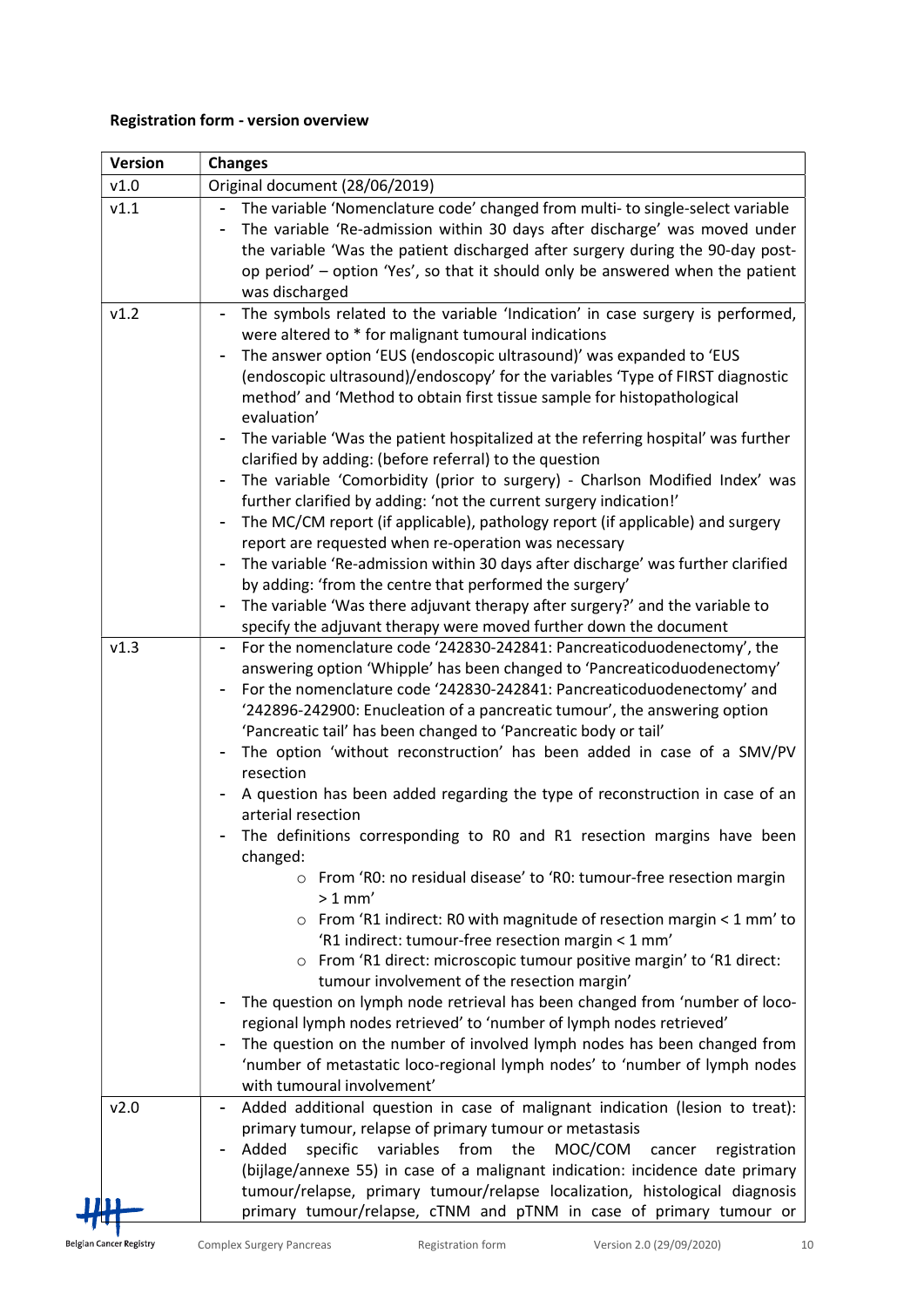**Registration form - version overview**

| Version | Changes |
|---|---|
| v1.0 | Original document (28/06/2019) |
| v1.1 | - The variable 'Nomenclature code' changed from multi- to single-select variable<br>- The variable 'Re-admission within 30 days after discharge' was moved under the variable 'Was the patient discharged after surgery during the 90-day post-op period' – option 'Yes', so that it should only be answered when the patient was discharged |
| v1.2 | - The symbols related to the variable 'Indication' in case surgery is performed, were altered to * for malignant tumoural indications<br>- The answer option 'EUS (endoscopic ultrasound)' was expanded to 'EUS (endoscopic ultrasound)/endoscopy' for the variables 'Type of FIRST diagnostic method' and 'Method to obtain first tissue sample for histopathological evaluation'<br>- The variable 'Was the patient hospitalized at the referring hospital' was further clarified by adding: (before referral) to the question<br>- The variable 'Comorbidity (prior to surgery) - Charlson Modified Index' was further clarified by adding: 'not the current surgery indication!'<br>- The MC/CM report (if applicable), pathology report (if applicable) and surgery report are requested when re-operation was necessary<br>- The variable 'Re-admission within 30 days after discharge' was further clarified by adding: 'from the centre that performed the surgery'<br>- The variable 'Was there adjuvant therapy after surgery?' and the variable to specify the adjuvant therapy were moved further down the document |
| v1.3 | - For the nomenclature code '242830-242841: Pancreaticoduodenectomy', the answering option 'Whipple' has been changed to 'Pancreaticoduodenectomy'<br>- For the nomenclature code '242830-242841: Pancreaticoduodenectomy' and '242896-242900: Enucleation of a pancreatic tumour', the answering option 'Pancreatic tail' has been changed to 'Pancreatic body or tail'<br>- The option 'without reconstruction' has been added in case of a SMV/PV resection<br>- A question has been added regarding the type of reconstruction in case of an arterial resection<br>- The definitions corresponding to R0 and R1 resection margins have been changed:<br>&nbsp;&nbsp;&nbsp;&nbsp;o From 'R0: no residual disease' to 'R0: tumour-free resection margin > 1 mm'<br>&nbsp;&nbsp;&nbsp;&nbsp;o From 'R1 indirect: R0 with magnitude of resection margin < 1 mm' to 'R1 indirect: tumour-free resection margin < 1 mm'<br>&nbsp;&nbsp;&nbsp;&nbsp;o From 'R1 direct: microscopic tumour positive margin' to 'R1 direct: tumour involvement of the resection margin'<br>- The question on lymph node retrieval has been changed from 'number of loco-regional lymph nodes retrieved' to 'number of lymph nodes retrieved'<br>- The question on the number of involved lymph nodes has been changed from 'number of metastatic loco-regional lymph nodes' to 'number of lymph nodes with tumoural involvement' |
| v2.0 | - Added additional question in case of malignant indication (lesion to treat): primary tumour, relapse of primary tumour or metastasis<br>- Added specific variables from the MOC/COM cancer registration (bijlage/annexe 55) in case of a malignant indication: incidence date primary tumour/relapse, primary tumour/relapse localization, histological diagnosis primary tumour/relapse, cTNM and pTNM in case of primary tumour or |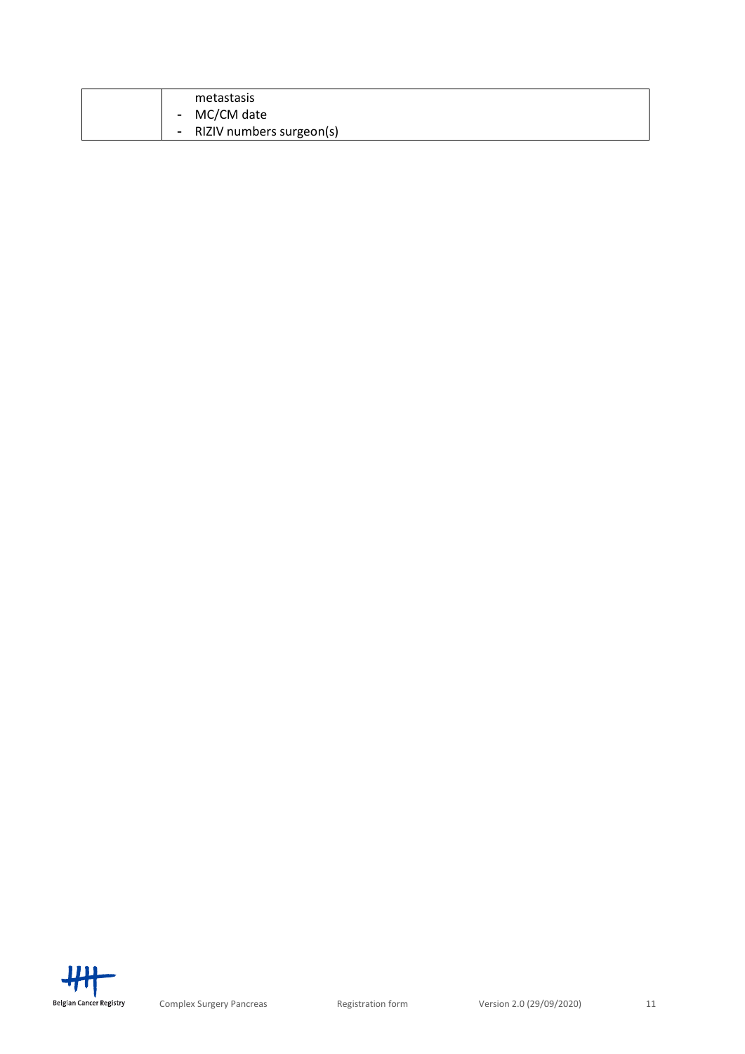| | |
|---|---|
| | metastasis<br>- MC/CM date<br>- RIZIV numbers surgeon(s) |